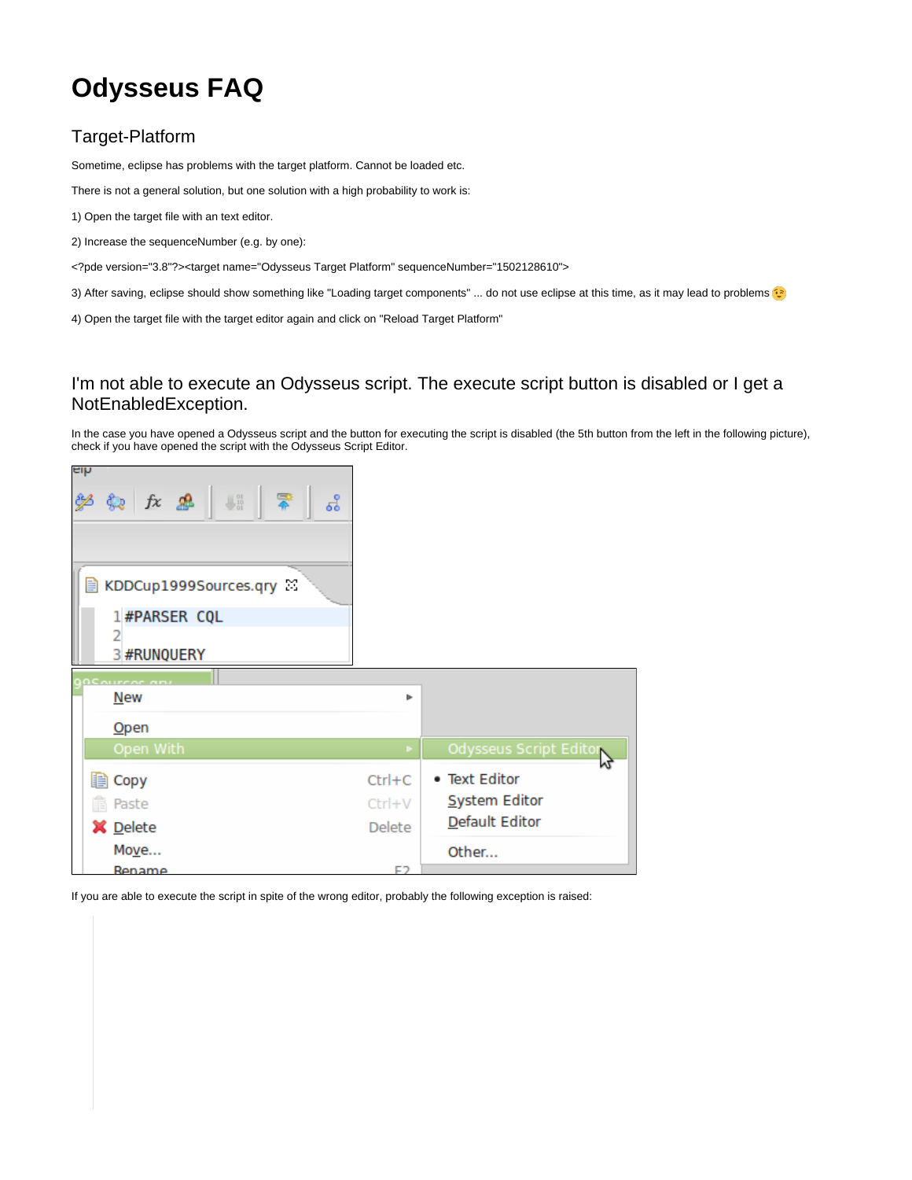# Odysseus FAQ

## Target-Platform

Sometime, eclipse has problems with the target platform. Cannot be loaded etc.

There is not a general solution, but one solution with a high probability to work is:

1) Open the target file with an text editor.

2) Increase the sequenceNumber (e.g. by one):

```
<?pde version="3.8"?><target name="Odysseus Target Platform" sequenceNumber="1502128610">
```

3) After saving, eclipse should show something like "Loading target components" ... do not use eclipse at this time, as it may lead to problems 😉

4) Open the target file with the target editor again and click on "Reload Target Platform"

## I'm not able to execute an Odysseus script. The execute script button is disabled or I get a NotEnabledException.

In the case you have opened a Odysseus script and the button for executing the script is disabled (the 5th button from the left in the following picture), check if you have opened the script with the Odysseus Script Editor.

If you are able to execute the script in spite of the wrong editor, probably the following exception is raised: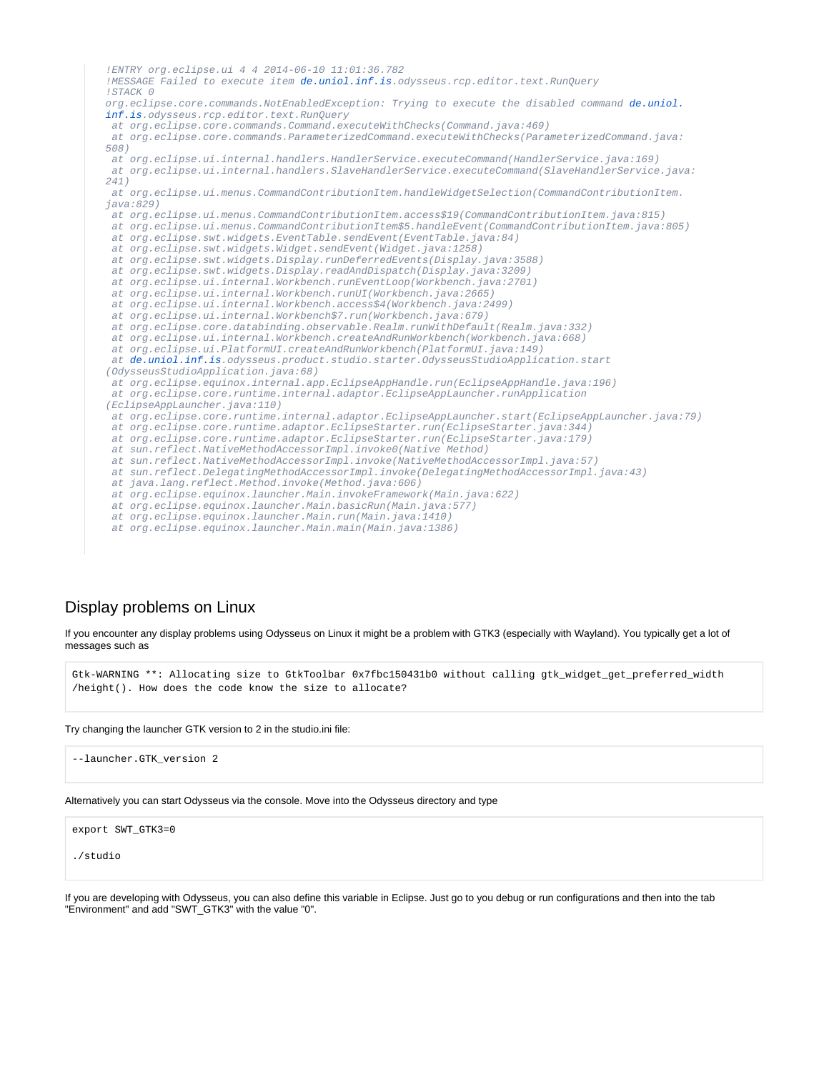```
!ENTRY org.eclipse.ui 4 4 2014-06-10 11:01:36.782
!MESSAGE Failed to execute item de.uniol.inf.is.odysseus.rcp.editor.text.RunQuery
!STACK 0
org.eclipse.core.commands.NotEnabledException: Trying to execute the disabled command de.uniol.inf.is.odysseus.rcp.editor.text.RunQuery
 at org.eclipse.core.commands.Command.executeWithChecks(Command.java:469)
 at org.eclipse.core.commands.ParameterizedCommand.executeWithChecks(ParameterizedCommand.java:508)
 at org.eclipse.ui.internal.handlers.HandlerService.executeCommand(HandlerService.java:169)
 at org.eclipse.ui.internal.handlers.SlaveHandlerService.executeCommand(SlaveHandlerService.java:241)
 at org.eclipse.ui.menus.CommandContributionItem.handleWidgetSelection(CommandContributionItem.java:829)
 at org.eclipse.ui.menus.CommandContributionItem.access$19(CommandContributionItem.java:815)
 at org.eclipse.ui.menus.CommandContributionItem$5.handleEvent(CommandContributionItem.java:805)
 at org.eclipse.swt.widgets.EventTable.sendEvent(EventTable.java:84)
 at org.eclipse.swt.widgets.Widget.sendEvent(Widget.java:1258)
 at org.eclipse.swt.widgets.Display.runDeferredEvents(Display.java:3588)
 at org.eclipse.swt.widgets.Display.readAndDispatch(Display.java:3209)
 at org.eclipse.ui.internal.Workbench.runEventLoop(Workbench.java:2701)
 at org.eclipse.ui.internal.Workbench.runUI(Workbench.java:2665)
 at org.eclipse.ui.internal.Workbench.access$4(Workbench.java:2499)
 at org.eclipse.ui.internal.Workbench$7.run(Workbench.java:679)
 at org.eclipse.core.databinding.observable.Realm.runWithDefault(Realm.java:332)
 at org.eclipse.ui.internal.Workbench.createAndRunWorkbench(Workbench.java:668)
 at org.eclipse.ui.PlatformUI.createAndRunWorkbench(PlatformUI.java:149)
 at de.uniol.inf.is.odysseus.product.studio.starter.OdysseusStudioApplication.start(OdysseusStudioApplication.java:68)
 at org.eclipse.equinox.internal.app.EclipseAppHandle.run(EclipseAppHandle.java:196)
 at org.eclipse.core.runtime.internal.adaptor.EclipseAppLauncher.runApplication(EclipseAppLauncher.java:110)
 at org.eclipse.core.runtime.internal.adaptor.EclipseAppLauncher.start(EclipseAppLauncher.java:79)
 at org.eclipse.core.runtime.adaptor.EclipseStarter.run(EclipseStarter.java:344)
 at org.eclipse.core.runtime.adaptor.EclipseStarter.run(EclipseStarter.java:179)
 at sun.reflect.NativeMethodAccessorImpl.invoke0(Native Method)
 at sun.reflect.NativeMethodAccessorImpl.invoke(NativeMethodAccessorImpl.java:57)
 at sun.reflect.DelegatingMethodAccessorImpl.invoke(DelegatingMethodAccessorImpl.java:43)
 at java.lang.reflect.Method.invoke(Method.java:606)
 at org.eclipse.equinox.launcher.Main.invokeFramework(Main.java:622)
 at org.eclipse.equinox.launcher.Main.basicRun(Main.java:577)
 at org.eclipse.equinox.launcher.Main.run(Main.java:1410)
 at org.eclipse.equinox.launcher.Main.main(Main.java:1386)
```

## Display problems on Linux

If you encounter any display problems using Odysseus on Linux it might be a problem with GTK3 (especially with Wayland). You typically get a lot of messages such as

```
Gtk-WARNING **: Allocating size to GtkToolbar 0x7fbc150431b0 without calling gtk_widget_get_preferred_width/height(). How does the code know the size to allocate?
```

Try changing the launcher GTK version to 2 in the studio.ini file:

```
--launcher.GTK_version 2
```

Alternatively you can start Odysseus via the console. Move into the Odysseus directory and type

```
export SWT_GTK3=0

./studio
```

If you are developing with Odysseus, you can also define this variable in Eclipse. Just go to you debug or run configurations and then into the tab "Environment" and add "SWT_GTK3" with the value "0".